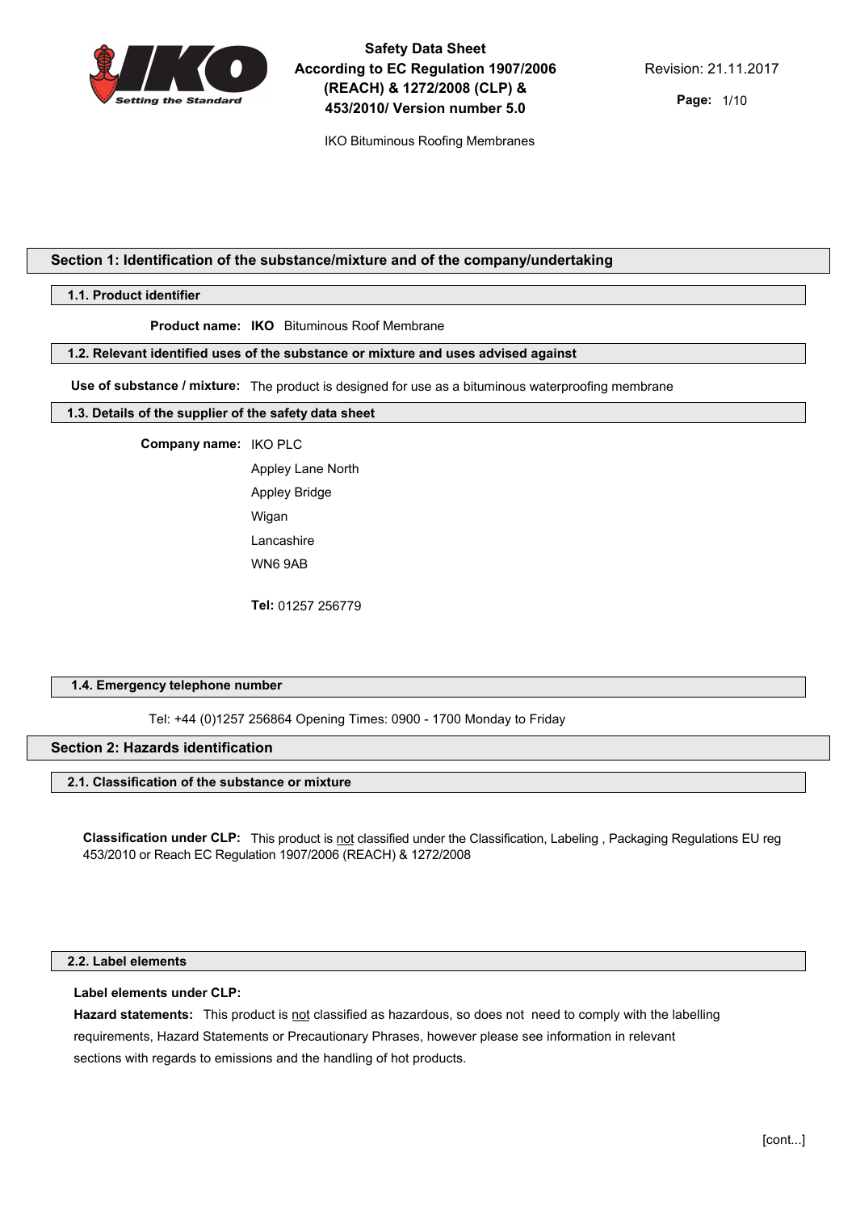# Safety Data Sheet
## According to EC Regulation 1907/2006 (REACH) & 1272/2008 (CLP) & 453/2010/ Version number 5.0

Revision: 21.11.2017

IKO Bituminous Roofing Membranes

## Section 1: Identification of the substance/mixture and of the company/undertaking

### 1.1. Product identifier

**Product name:** **IKO** Bituminous Roof Membrane

### 1.2. Relevant identified uses of the substance or mixture and uses advised against

**Use of substance / mixture:** The product is designed for use as a bituminous waterproofing membrane

### 1.3. Details of the supplier of the safety data sheet

**Company name:** IKO PLC
Appley Lane North
Appley Bridge
Wigan
Lancashire
WN6 9AB

**Tel:** 01257 256779

### 1.4. Emergency telephone number

Tel: +44 (0)1257 256864 Opening Times: 0900 - 1700 Monday to Friday

## Section 2: Hazards identification

### 2.1. Classification of the substance or mixture

**Classification under CLP:** This product is not classified under the Classification, Labeling , Packaging Regulations EU reg 453/2010 or Reach EC Regulation 1907/2006 (REACH) & 1272/2008

### 2.2. Label elements

**Label elements under CLP:**

**Hazard statements:** This product is not classified as hazardous, so does not need to comply with the labelling requirements, Hazard Statements or Precautionary Phrases, however please see information in relevant sections with regards to emissions and the handling of hot products.

[cont...]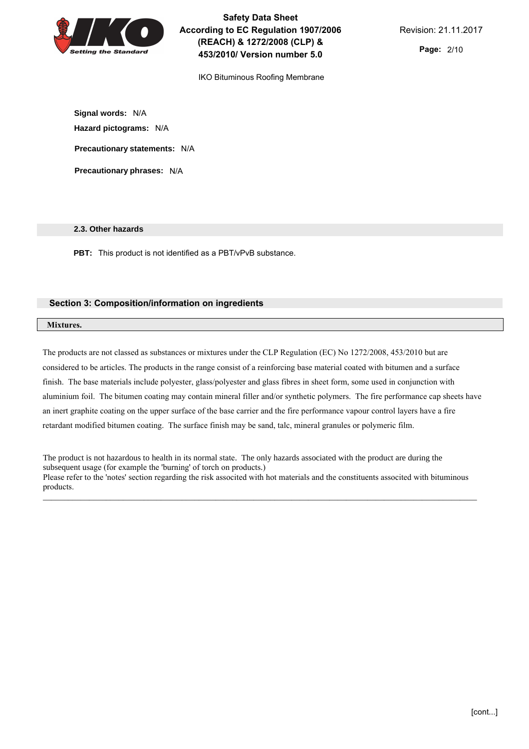**Signal words:** N/A

**Hazard pictograms:** N/A

**Precautionary statements:** N/A

**Precautionary phrases:** N/A

### 2.3. Other hazards

**PBT:** This product is not identified as a PBT/vPvB substance.

## Section 3: Composition/information on ingredients

**Mixtures.**

The products are not classed as substances or mixtures under the CLP Regulation (EC) No 1272/2008, 453/2010 but are considered to be articles. The products in the range consist of a reinforcing base material coated with bitumen and a surface finish. The base materials include polyester, glass/polyester and glass fibres in sheet form, some used in conjunction with aluminium foil. The bitumen coating may contain mineral filler and/or synthetic polymers. The fire performance cap sheets have an inert graphite coating on the upper surface of the base carrier and the fire performance vapour control layers have a fire retardant modified bitumen coating. The surface finish may be sand, talc, mineral granules or polymeric film.

The product is not hazardous to health in its normal state. The only hazards associated with the product are during the subsequent usage (for example the 'burning' of torch on products.)
Please refer to the 'notes' section regarding the risk associted with hot materials and the constituents associted with bituminous products.

[cont...]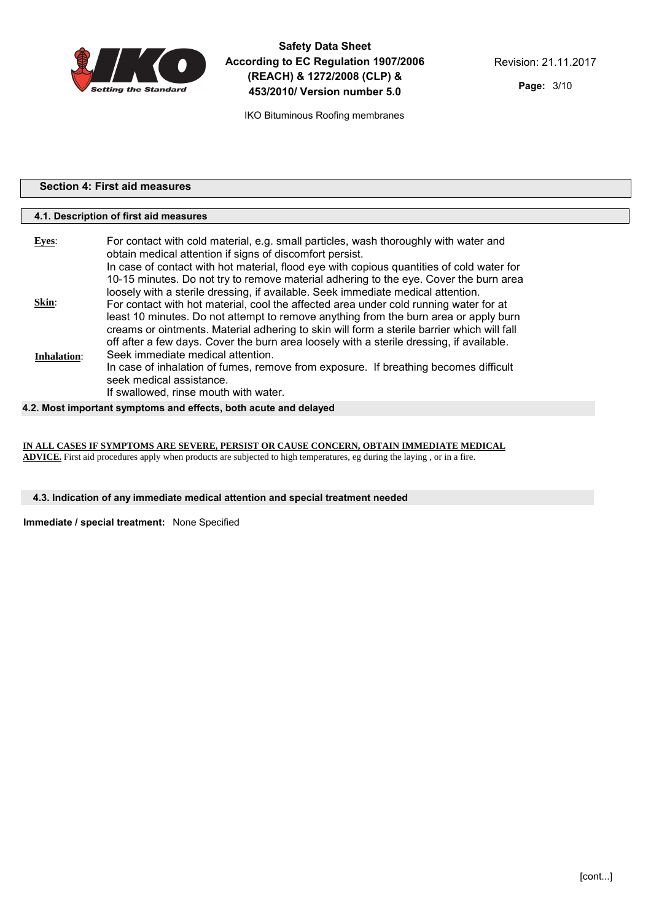## Section 4: First aid measures

### 4.1. Description of first aid measures

**Eyes**: For contact with cold material, e.g. small particles, wash thoroughly with water and obtain medical attention if signs of discomfort persist.
In case of contact with hot material, flood eye with copious quantities of cold water for 10-15 minutes. Do not try to remove material adhering to the eye. Cover the burn area loosely with a sterile dressing, if available. Seek immediate medical attention.

**Skin**: For contact with hot material, cool the affected area under cold running water for at least 10 minutes. Do not attempt to remove anything from the burn area or apply burn creams or ointments. Material adhering to skin will form a sterile barrier which will fall off after a few days. Cover the burn area loosely with a sterile dressing, if available. Seek immediate medical attention.

**Inhalation**: In case of inhalation of fumes, remove from exposure. If breathing becomes difficult seek medical assistance.
If swallowed, rinse mouth with water.

### 4.2. Most important symptoms and effects, both acute and delayed

**IN ALL CASES IF SYMPTOMS ARE SEVERE, PERSIST OR CAUSE CONCERN, OBTAIN IMMEDIATE MEDICAL ADVICE.** First aid procedures apply when products are subjected to high temperatures, eg during the laying , or in a fire.

### 4.3. Indication of any immediate medical attention and special treatment needed

**Immediate / special treatment:** None Specified

[cont...]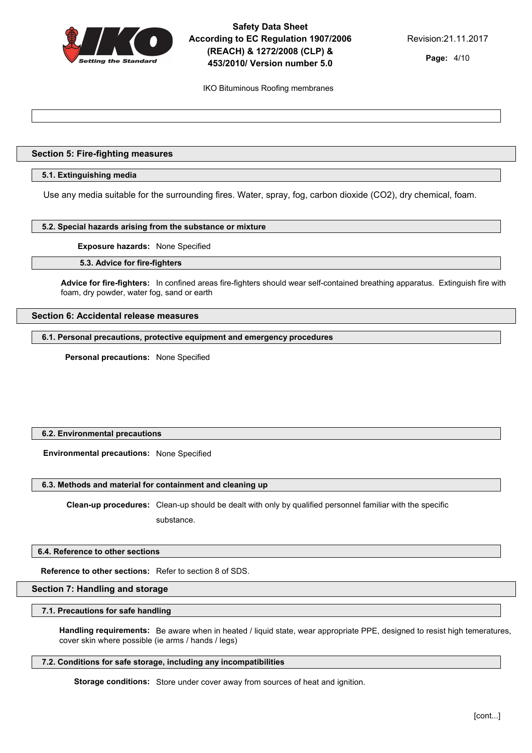## Section 5: Fire-fighting measures

### 5.1. Extinguishing media

Use any media suitable for the surrounding fires. Water, spray, fog, carbon dioxide ($CO_2$), dry chemical, foam.

### 5.2. Special hazards arising from the substance or mixture

**Exposure hazards:** None Specified

### 5.3. Advice for fire-fighters

**Advice for fire-fighters:** In confined areas fire-fighters should wear self-contained breathing apparatus. Extinguish fire with foam, dry powder, water fog, sand or earth

## Section 6: Accidental release measures

### 6.1. Personal precautions, protective equipment and emergency procedures

**Personal precautions:** None Specified

### 6.2. Environmental precautions

**Environmental precautions:** None Specified

### 6.3. Methods and material for containment and cleaning up

**Clean-up procedures:** Clean-up should be dealt with only by qualified personnel familiar with the specific substance.

### 6.4. Reference to other sections

**Reference to other sections:** Refer to section 8 of SDS.

## Section 7: Handling and storage

### 7.1. Precautions for safe handling

**Handling requirements:** Be aware when in heated / liquid state, wear appropriate PPE, designed to resist high temeratures, cover skin where possible (ie arms / hands / legs)

### 7.2. Conditions for safe storage, including any incompatibilities

**Storage conditions:** Store under cover away from sources of heat and ignition.

[cont...]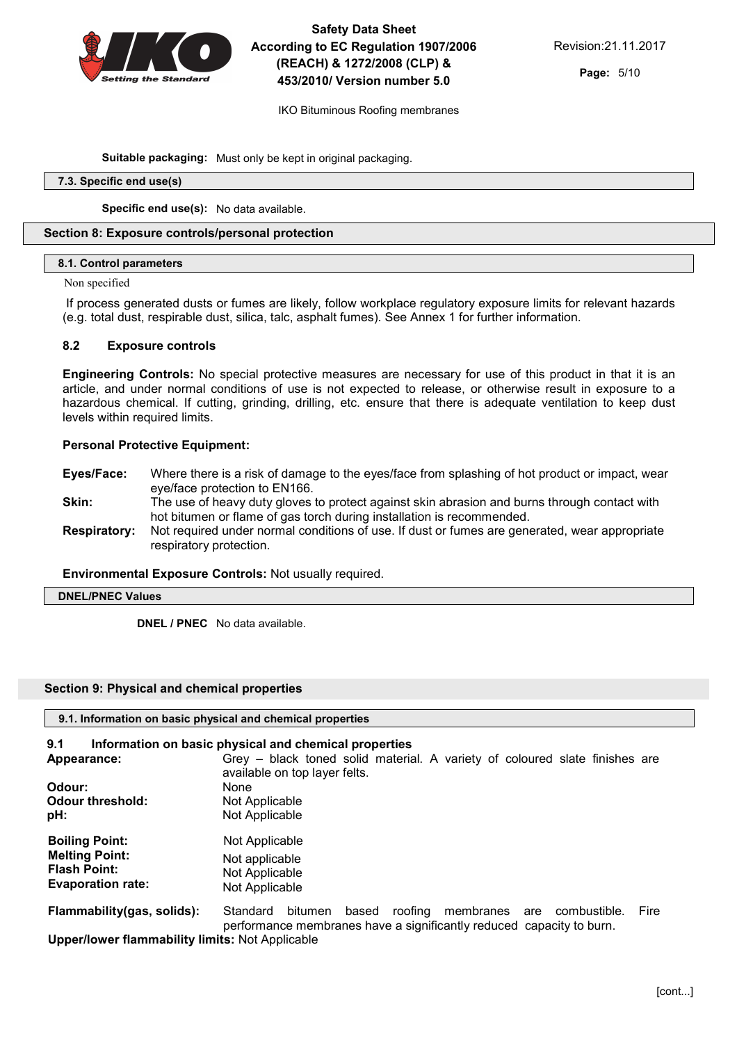**Suitable packaging:** Must only be kept in original packaging.

### 7.3. Specific end use(s)

**Specific end use(s):** No data available.

## Section 8: Exposure controls/personal protection

### 8.1. Control parameters

Non specified

If process generated dusts or fumes are likely, follow workplace regulatory exposure limits for relevant hazards (e.g. total dust, respirable dust, silica, talc, asphalt fumes). See Annex 1 for further information.

### 8.2 Exposure controls

**Engineering Controls:** No special protective measures are necessary for use of this product in that it is an article, and under normal conditions of use is not expected to release, or otherwise result in exposure to a hazardous chemical. If cutting, grinding, drilling, etc. ensure that there is adequate ventilation to keep dust levels within required limits.

**Personal Protective Equipment:**

**Eyes/Face:** Where there is a risk of damage to the eyes/face from splashing of hot product or impact, wear eye/face protection to EN166.

**Skin:** The use of heavy duty gloves to protect against skin abrasion and burns through contact with hot bitumen or flame of gas torch during installation is recommended.

**Respiratory:** Not required under normal conditions of use. If dust or fumes are generated, wear appropriate respiratory protection.

**Environmental Exposure Controls:** Not usually required.

### DNEL/PNEC Values

**DNEL / PNEC** No data available.

## Section 9: Physical and chemical properties

### 9.1. Information on basic physical and chemical properties

**9.1 Information on basic physical and chemical properties**

**Appearance:** Grey – black toned solid material. A variety of coloured slate finishes are available on top layer felts.

**Odour:** None

**Odour threshold:** Not Applicable

**pH:** Not Applicable

**Boiling Point:** Not Applicable

**Melting Point:** Not applicable

**Flash Point:** Not Applicable

**Evaporation rate:** Not Applicable

**Flammability(gas, solids):** Standard bitumen based roofing membranes are combustible. Fire performance membranes have a significantly reduced capacity to burn.

**Upper/lower flammability limits:** Not Applicable

[cont...]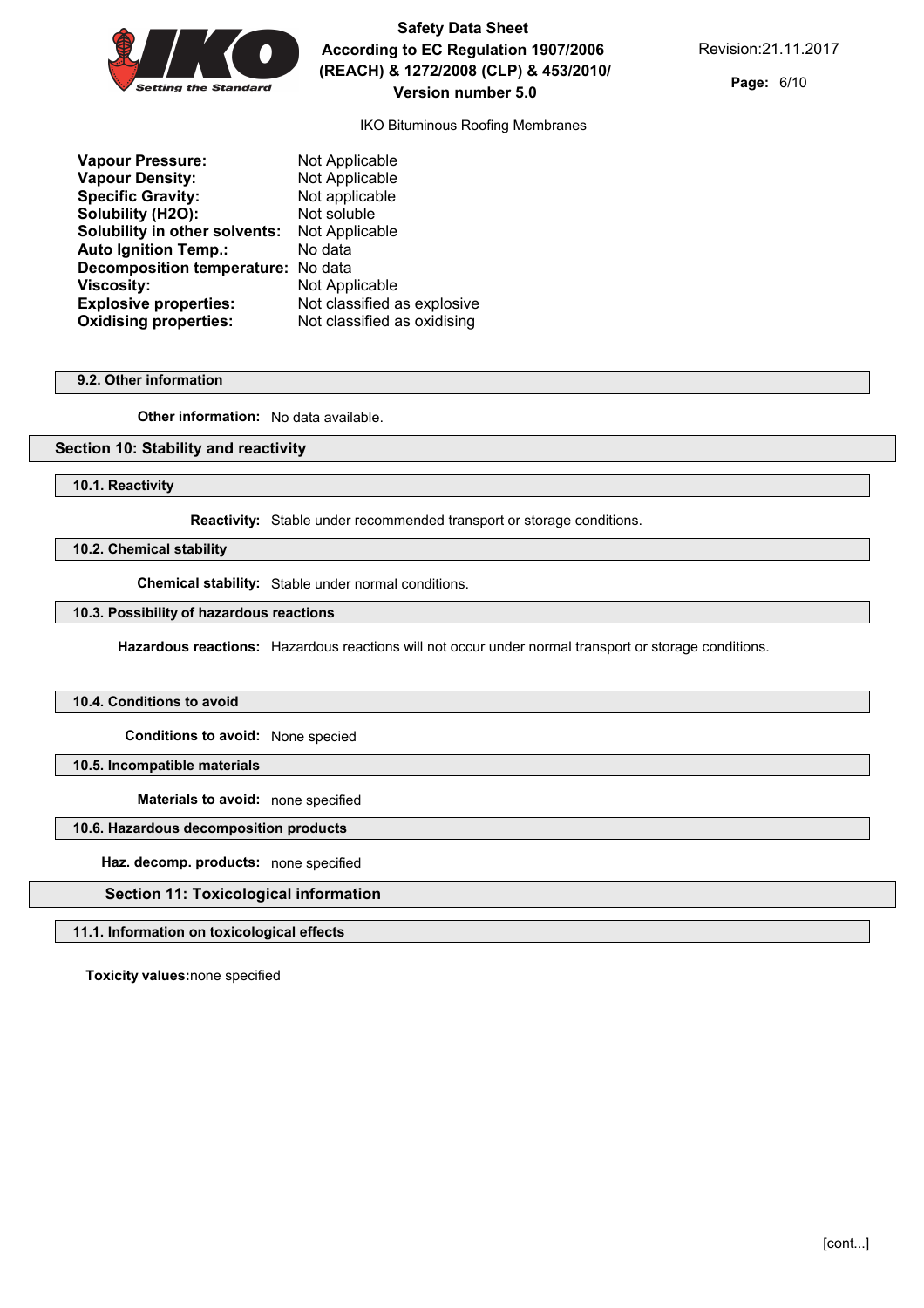| | |
|---|---|
| **Vapour Pressure:** | Not Applicable |
| **Vapour Density:** | Not Applicable |
| **Specific Gravity:** | Not applicable |
| **Solubility (H2O):** | Not soluble |
| **Solubility in other solvents:** | Not Applicable |
| **Auto Ignition Temp.:** | No data |
| **Decomposition temperature:** | No data |
| **Viscosity:** | Not Applicable |
| **Explosive properties:** | Not classified as explosive |
| **Oxidising properties:** | Not classified as oxidising |

### 9.2. Other information

**Other information:** No data available.

## Section 10: Stability and reactivity

### 10.1. Reactivity

**Reactivity:** Stable under recommended transport or storage conditions.

### 10.2. Chemical stability

**Chemical stability:** Stable under normal conditions.

### 10.3. Possibility of hazardous reactions

**Hazardous reactions:** Hazardous reactions will not occur under normal transport or storage conditions.

### 10.4. Conditions to avoid

**Conditions to avoid:** None specied

### 10.5. Incompatible materials

**Materials to avoid:** none specified

### 10.6. Hazardous decomposition products

**Haz. decomp. products:** none specified

## Section 11: Toxicological information

### 11.1. Information on toxicological effects

**Toxicity values:**none specified

[cont...]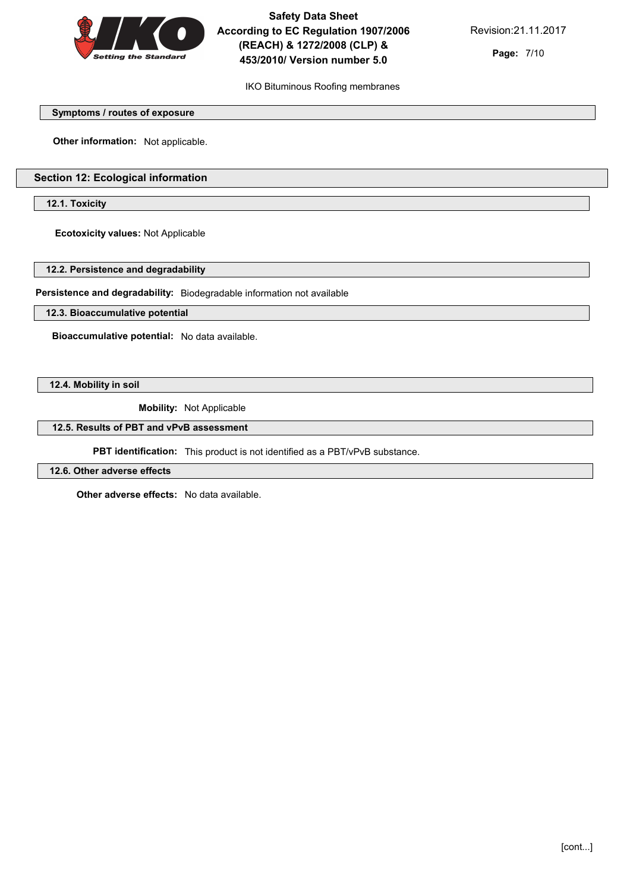### Symptoms / routes of exposure

**Other information:** Not applicable.

## Section 12: Ecological information

### 12.1. Toxicity

**Ecotoxicity values:** Not Applicable

### 12.2. Persistence and degradability

**Persistence and degradability:** Biodegradable information not available

### 12.3. Bioaccumulative potential

**Bioaccumulative potential:** No data available.

### 12.4. Mobility in soil

**Mobility:** Not Applicable

### 12.5. Results of PBT and vPvB assessment

**PBT identification:** This product is not identified as a PBT/vPvB substance.

### 12.6. Other adverse effects

**Other adverse effects:** No data available.

[cont...]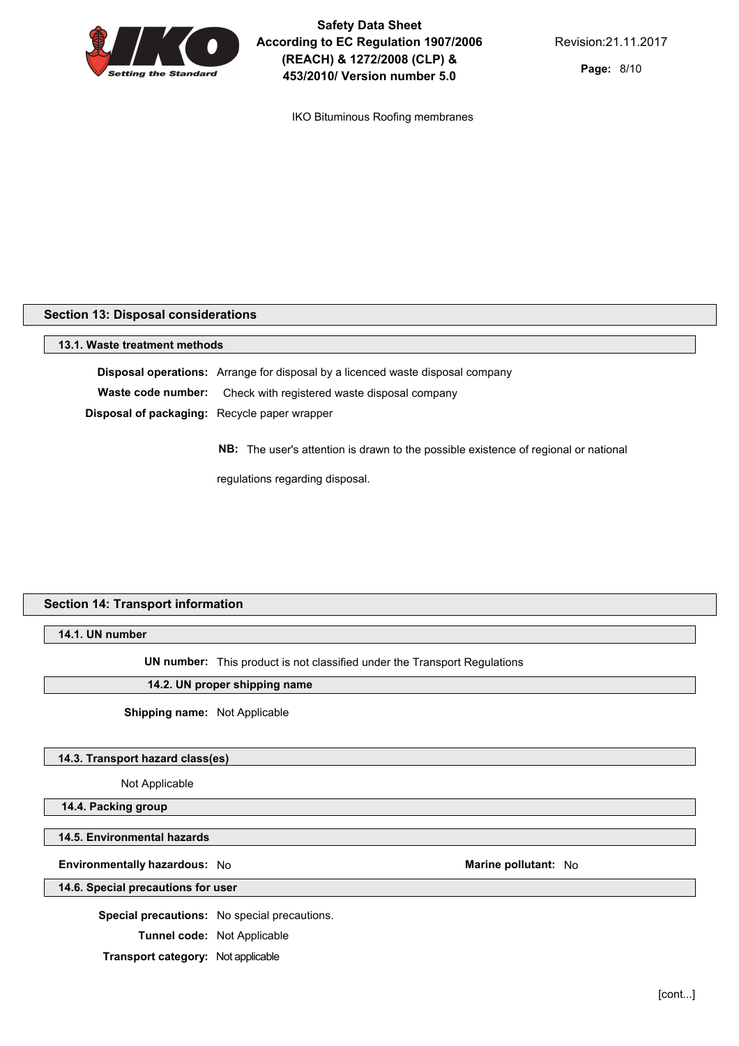## Section 13: Disposal considerations

### 13.1. Waste treatment methods

**Disposal operations:** Arrange for disposal by a licenced waste disposal company

**Waste code number:** Check with registered waste disposal company

**Disposal of packaging:** Recycle paper wrapper

**NB:** The user's attention is drawn to the possible existence of regional or national regulations regarding disposal.

## Section 14: Transport information

### 14.1. UN number

**UN number:** This product is not classified under the Transport Regulations

### 14.2. UN proper shipping name

**Shipping name:** Not Applicable

### 14.3. Transport hazard class(es)

Not Applicable

### 14.4. Packing group

### 14.5. Environmental hazards

**Environmentally hazardous:** No

**Marine pollutant:** No

### 14.6. Special precautions for user

**Special precautions:** No special precautions.

**Tunnel code:** Not Applicable

**Transport category:** Not applicable

[cont...]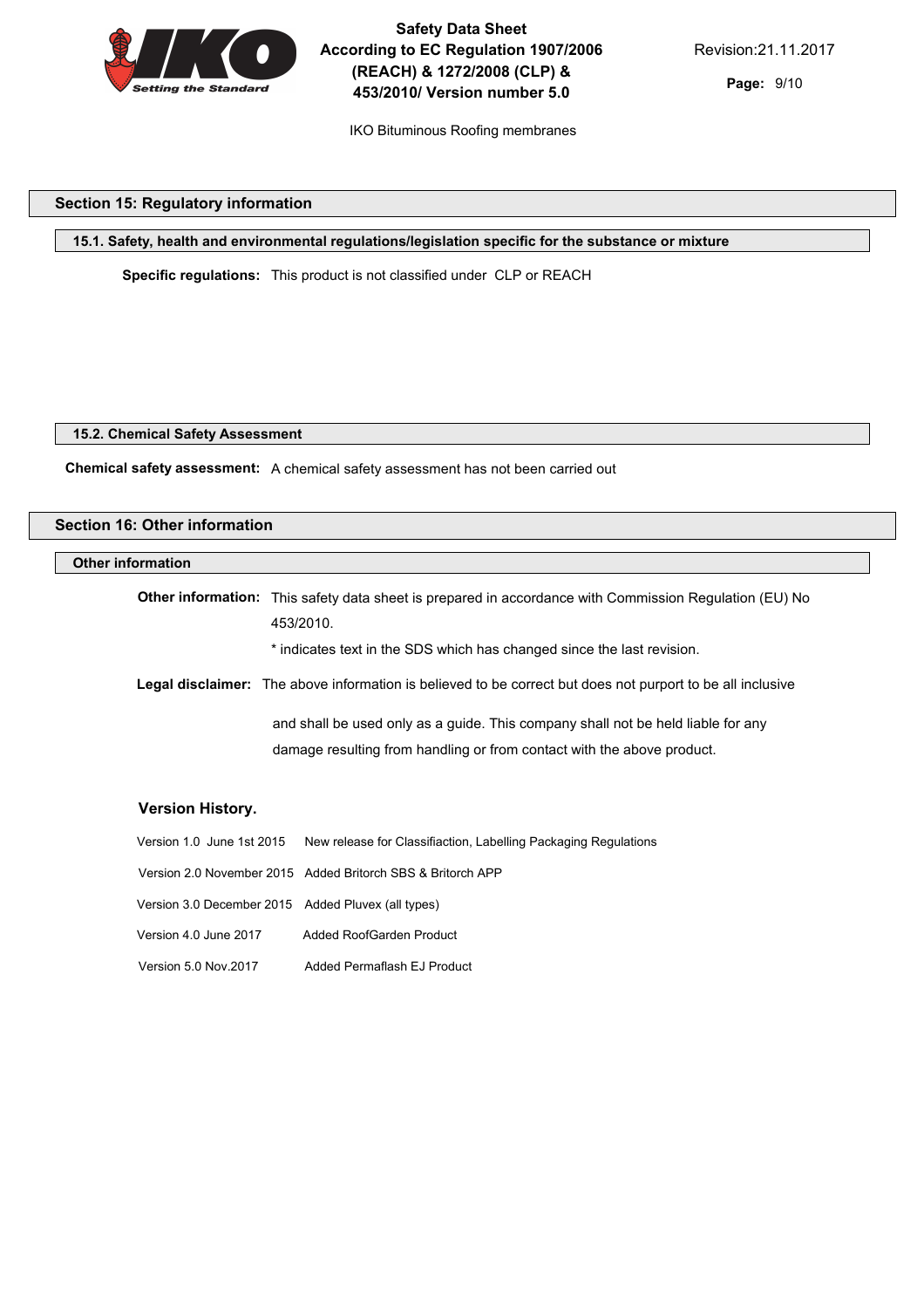## Section 15: Regulatory information

### 15.1. Safety, health and environmental regulations/legislation specific for the substance or mixture

**Specific regulations:** This product is not classified under CLP or REACH

### 15.2. Chemical Safety Assessment

**Chemical safety assessment:** A chemical safety assessment has not been carried out

## Section 16: Other information

### Other information

**Other information:** This safety data sheet is prepared in accordance with Commission Regulation (EU) No 453/2010.

* indicates text in the SDS which has changed since the last revision.

**Legal disclaimer:** The above information is believed to be correct but does not purport to be all inclusive and shall be used only as a guide. This company shall not be held liable for any damage resulting from handling or from contact with the above product.

**Version History.**

| | |
|---|---|
| Version 1.0 June 1st 2015 | New release for Classifiaction, Labelling Packaging Regulations |
| Version 2.0 November 2015 | Added Britorch SBS & Britorch APP |
| Version 3.0 December 2015 | Added Pluvex (all types) |
| Version 4.0 June 2017 | Added RoofGarden Product |
| Version 5.0 Nov.2017 | Added Permaflash EJ Product |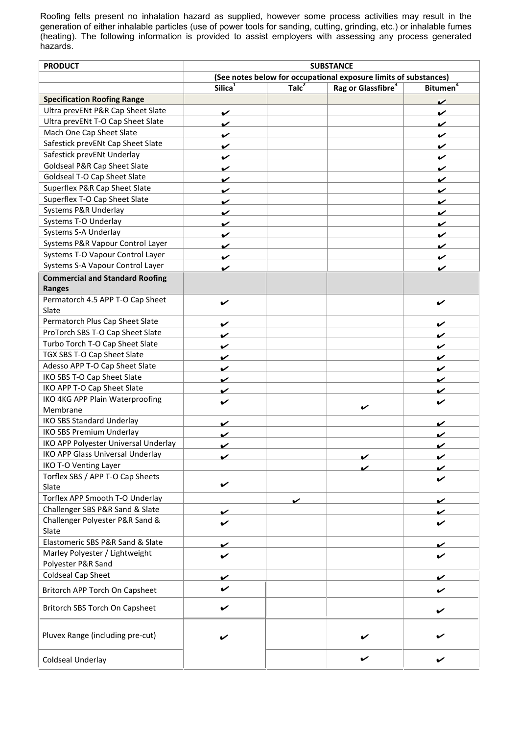Roofing felts present no inhalation hazard as supplied, however some process activities may result in the generation of either inhalable particles (use of power tools for sanding, cutting, grinding, etc.) or inhalable fumes (heating). The following information is provided to assist employers with assessing any process generated hazards.

| PRODUCT | SUBSTANCE | | | |
|---|---|---|---|---|
| | (See notes below for occupational exposure limits of substances) | | | |
| | Silica[1] | Talc[2] | Rag or Glassfibre[3] | Bitumen[4] |
| **Specification Roofing Range** | | | | ✔ |
| Ultra prevENt P&R Cap Sheet Slate | ✔ | | | ✔ |
| Ultra prevENt T-O Cap Sheet Slate | ✔ | | | ✔ |
| Mach One Cap Sheet Slate | ✔ | | | ✔ |
| Safestick prevENt Cap Sheet Slate | ✔ | | | ✔ |
| Safestick prevENt Underlay | ✔ | | | ✔ |
| Goldseal P&R Cap Sheet Slate | ✔ | | | ✔ |
| Goldseal T-O Cap Sheet Slate | ✔ | | | ✔ |
| Superflex P&R Cap Sheet Slate | ✔ | | | ✔ |
| Superflex T-O Cap Sheet Slate | ✔ | | | ✔ |
| Systems P&R Underlay | ✔ | | | ✔ |
| Systems T-O Underlay | ✔ | | | ✔ |
| Systems S-A Underlay | ✔ | | | ✔ |
| Systems P&R Vapour Control Layer | ✔ | | | ✔ |
| Systems T-O Vapour Control Layer | ✔ | | | ✔ |
| Systems S-A Vapour Control Layer | ✔ | | | ✔ |
| **Commercial and Standard Roofing Ranges** | | | | |
| Permatorch 4.5 APP T-O Cap Sheet Slate | ✔ | | | ✔ |
| Permatorch Plus Cap Sheet Slate | ✔ | | | ✔ |
| ProTorch SBS T-O Cap Sheet Slate | ✔ | | | ✔ |
| Turbo Torch T-O Cap Sheet Slate | ✔ | | | ✔ |
| TGX SBS T-O Cap Sheet Slate | ✔ | | | ✔ |
| Adesso APP T-O Cap Sheet Slate | ✔ | | | ✔ |
| IKO SBS T-O Cap Sheet Slate | ✔ | | | ✔ |
| IKO APP T-O Cap Sheet Slate | ✔ | | | ✔ |
| IKO 4KG APP Plain Waterproofing Membrane | ✔ | | ✔ | ✔ |
| IKO SBS Standard Underlay | ✔ | | | ✔ |
| IKO SBS Premium Underlay | ✔ | | | ✔ |
| IKO APP Polyester Universal Underlay | ✔ | | | ✔ |
| IKO APP Glass Universal Underlay | ✔ | | ✔ | ✔ |
| IKO T-O Venting Layer | | | ✔ | ✔ |
| Torflex SBS / APP T-O Cap Sheets Slate | ✔ | | | ✔ |
| Torflex APP Smooth T-O Underlay | | ✔ | | ✔ |
| Challenger SBS P&R Sand & Slate | ✔ | | | ✔ |
| Challenger Polyester P&R Sand & Slate | ✔ | | | ✔ |
| Elastomeric SBS P&R Sand & Slate | ✔ | | | ✔ |
| Marley Polyester / Lightweight Polyester P&R Sand | ✔ | | | ✔ |
| Coldseal Cap Sheet | ✔ | | | ✔ |
| Britorch APP Torch On Capsheet | ✔ | | | ✔ |
| Britorch SBS Torch On Capsheet | ✔ | | | ✔ |
| Pluvex Range (including pre-cut) | ✔ | | ✔ | ✔ |
| Coldseal Underlay | | | ✔ | ✔ |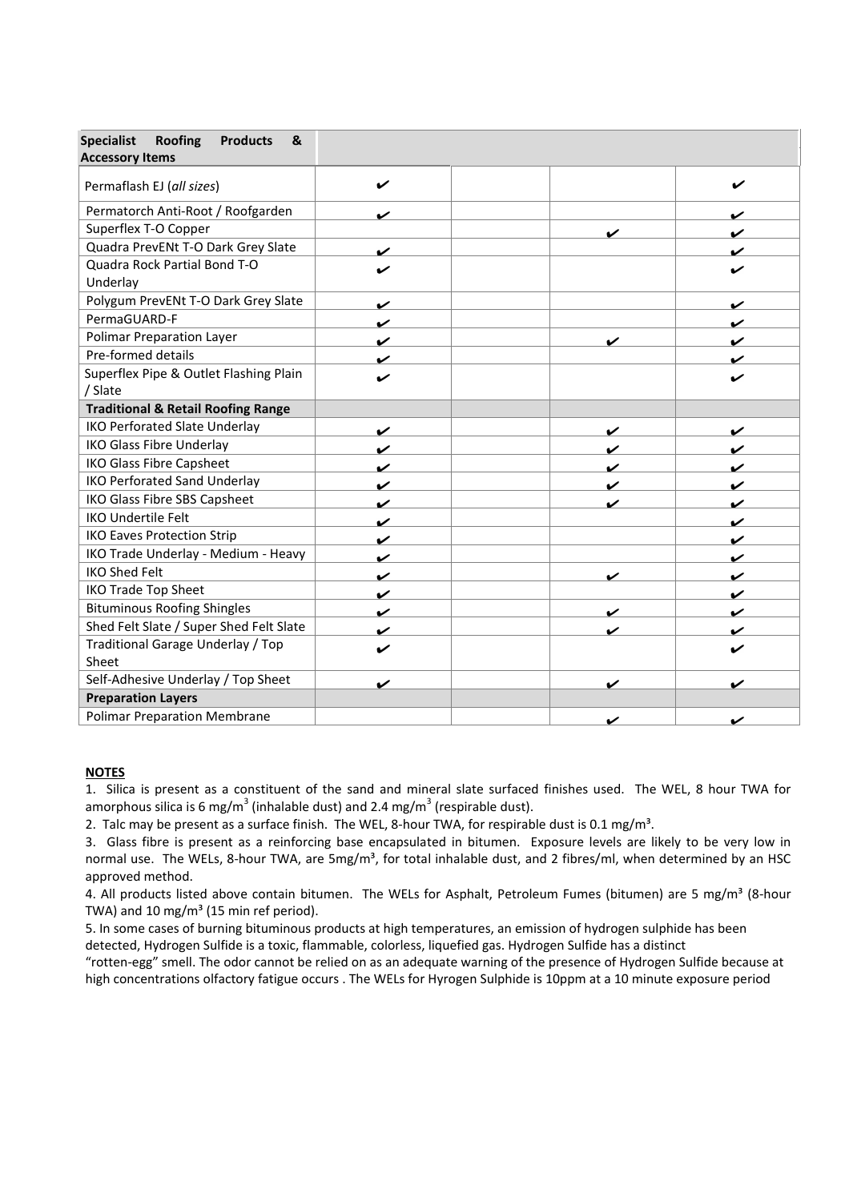| Specialist Roofing Products & Accessory Items | | | | |
|---|---|---|---|---|
| Permaflash EJ (*all sizes*) | ✔ | | | ✔ |
| Permatorch Anti-Root / Roofgarden | ✔ | | | ✔ |
| Superflex T-O Copper | | | ✔ | ✔ |
| Quadra PrevENt T-O Dark Grey Slate | ✔ | | | ✔ |
| Quadra Rock Partial Bond T-O Underlay | ✔ | | | ✔ |
| Polygum PrevENt T-O Dark Grey Slate | ✔ | | | ✔ |
| PermaGUARD-F | ✔ | | | ✔ |
| Polimar Preparation Layer | ✔ | | ✔ | ✔ |
| Pre-formed details | ✔ | | | ✔ |
| Superflex Pipe & Outlet Flashing Plain / Slate | ✔ | | | ✔ |
| **Traditional & Retail Roofing Range** | | | | |
| IKO Perforated Slate Underlay | ✔ | | ✔ | ✔ |
| IKO Glass Fibre Underlay | ✔ | | ✔ | ✔ |
| IKO Glass Fibre Capsheet | ✔ | | ✔ | ✔ |
| IKO Perforated Sand Underlay | ✔ | | ✔ | ✔ |
| IKO Glass Fibre SBS Capsheet | ✔ | | ✔ | ✔ |
| IKO Undertile Felt | ✔ | | | ✔ |
| IKO Eaves Protection Strip | ✔ | | | ✔ |
| IKO Trade Underlay - Medium - Heavy | ✔ | | | ✔ |
| IKO Shed Felt | ✔ | | ✔ | ✔ |
| IKO Trade Top Sheet | ✔ | | | ✔ |
| Bituminous Roofing Shingles | ✔ | | ✔ | ✔ |
| Shed Felt Slate / Super Shed Felt Slate | ✔ | | ✔ | ✔ |
| Traditional Garage Underlay / Top Sheet | ✔ | | | ✔ |
| Self-Adhesive Underlay / Top Sheet | ✔ | | ✔ | ✔ |
| **Preparation Layers** | | | | |
| Polimar Preparation Membrane | | | ✔ | ✔ |

**NOTES**

1. Silica is present as a constituent of the sand and mineral slate surfaced finishes used. The WEL, 8 hour TWA for amorphous silica is 6 mg/m$^3$ (inhalable dust) and 2.4 mg/m$^3$ (respirable dust).
2. Talc may be present as a surface finish. The WEL, 8-hour TWA, for respirable dust is 0.1 mg/m$^3$.
3. Glass fibre is present as a reinforcing base encapsulated in bitumen. Exposure levels are likely to be very low in normal use. The WELs, 8-hour TWA, are 5mg/m$^3$, for total inhalable dust, and 2 fibres/ml, when determined by an HSC approved method.
4. All products listed above contain bitumen. The WELs for Asphalt, Petroleum Fumes (bitumen) are 5 mg/m$^3$ (8-hour TWA) and 10 mg/m$^3$ (15 min ref period).
5. In some cases of burning bituminous products at high temperatures, an emission of hydrogen sulphide has been detected, Hydrogen Sulfide is a toxic, flammable, colorless, liquefied gas. Hydrogen Sulfide has a distinct "rotten-egg" smell. The odor cannot be relied on as an adequate warning of the presence of Hydrogen Sulfide because at high concentrations olfactory fatigue occurs . The WELs for Hyrogen Sulphide is 10ppm at a 10 minute exposure period